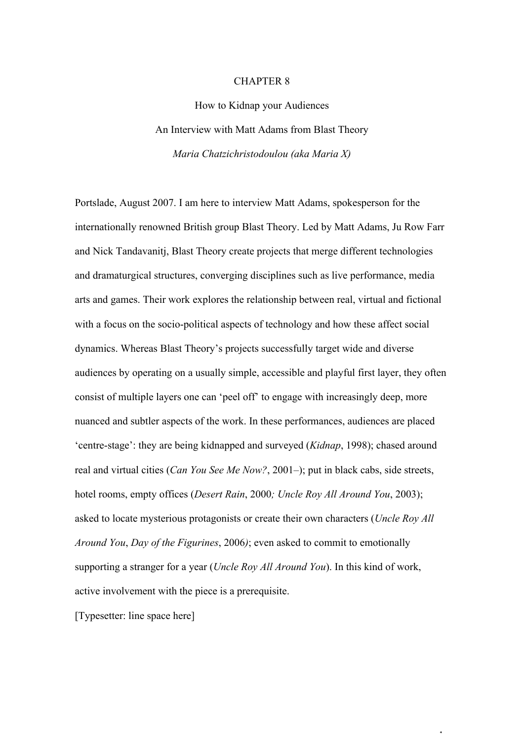# CHAPTER 8

## How to Kidnap your Audiences

### An Interview with Matt Adams from Blast Theory

*Maria Chatzichristodoulou (aka Maria X)*

Portslade, August 2007. I am here to interview Matt Adams, spokesperson for the internationally renowned British group Blast Theory. Led by Matt Adams, Ju Row Farr and Nick Tandavanitj, Blast Theory create projects that merge different technologies and dramaturgical structures, converging disciplines such as live performance, media arts and games. Their work explores the relationship between real, virtual and fictional with a focus on the socio-political aspects of technology and how these affect social dynamics. Whereas Blast Theory's projects successfully target wide and diverse audiences by operating on a usually simple, accessible and playful first layer, they often consist of multiple layers one can 'peel off' to engage with increasingly deep, more nuanced and subtler aspects of the work. In these performances, audiences are placed 'centre-stage': they are being kidnapped and surveyed (*Kidnap*, 1998); chased around real and virtual cities (*Can You See Me Now?*, 2001–); put in black cabs, side streets, hotel rooms, empty offices (*Desert Rain*, 2000*; Uncle Roy All Around You*, 2003); asked to locate mysterious protagonists or create their own characters (*Uncle Roy All Around You*, *Day of the Figurines*, 2006*)*; even asked to commit to emotionally supporting a stranger for a year (*Uncle Roy All Around You*). In this kind of work, active involvement with the piece is a prerequisite.

[Typesetter: line space here]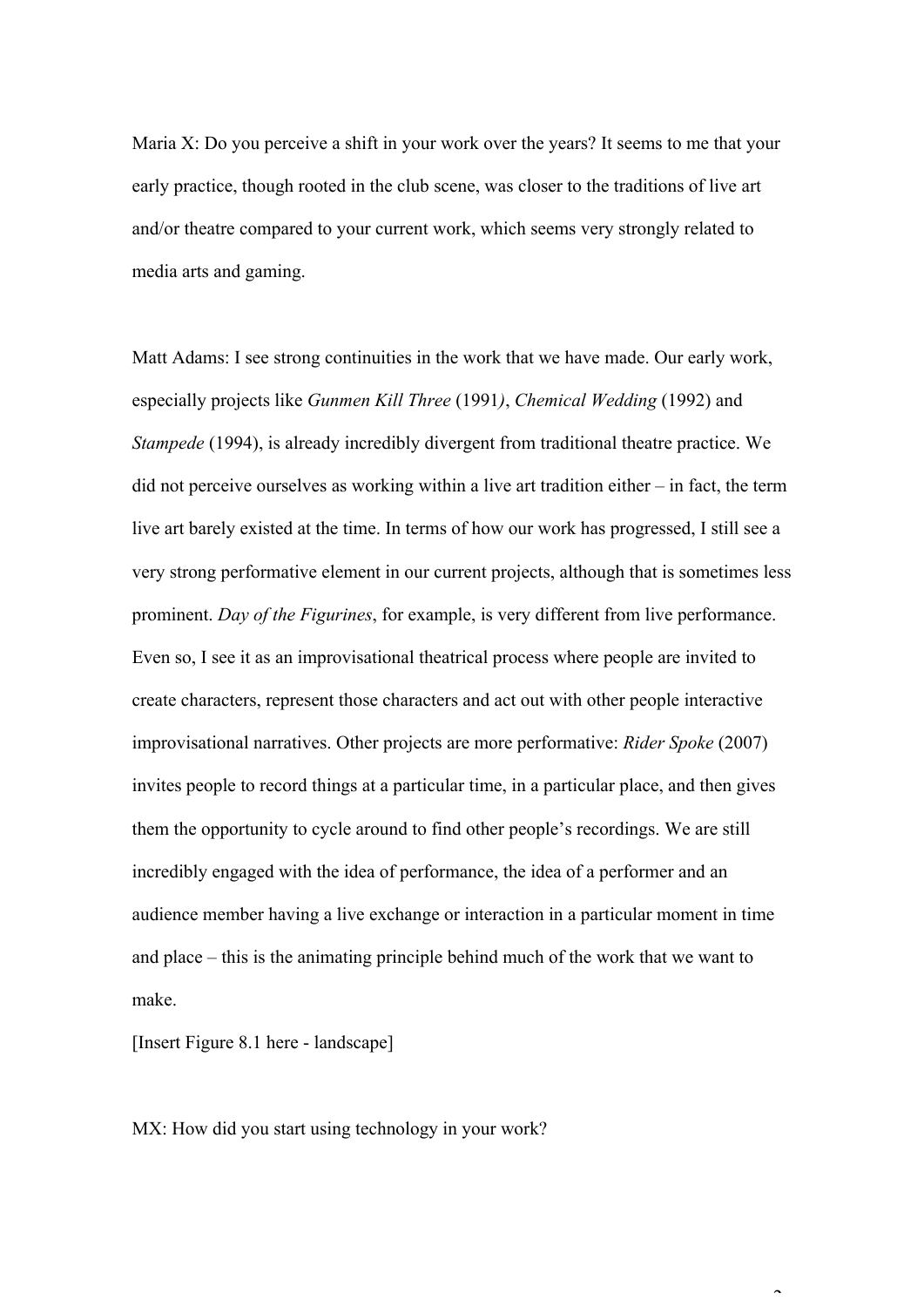Maria X: Do you perceive a shift in your work over the years? It seems to me that your early practice, though rooted in the club scene, was closer to the traditions of live art and/or theatre compared to your current work, which seems very strongly related to media arts and gaming.

Matt Adams: I see strong continuities in the work that we have made. Our early work, especially projects like *Gunmen Kill Three* (1991), *Chemical Wedding* (1992) and *Stampede* (1994), is already incredibly divergent from traditional theatre practice. We did not perceive ourselves as working within a live art tradition either – in fact, the term live art barely existed at the time. In terms of how our work has progressed, I still see a very strong performative element in our current projects, although that is sometimes less prominent. *Day of the Figurines*, for example, is very different from live performance. Even so, I see it as an improvisational theatrical process where people are invited to create characters, represent those characters and act out with other people interactive improvisational narratives. Other projects are more performative: *Rider Spoke* (2007) invites people to record things at a particular time, in a particular place, and then gives them the opportunity to cycle around to find other people's recordings. We are still incredibly engaged with the idea of performance, the idea of a performer and an audience member having a live exchange or interaction in a particular moment in time and place – this is the animating principle behind much of the work that we want to make.

[Insert Figure 8.1 here - landscape]

MX: How did you start using technology in your work?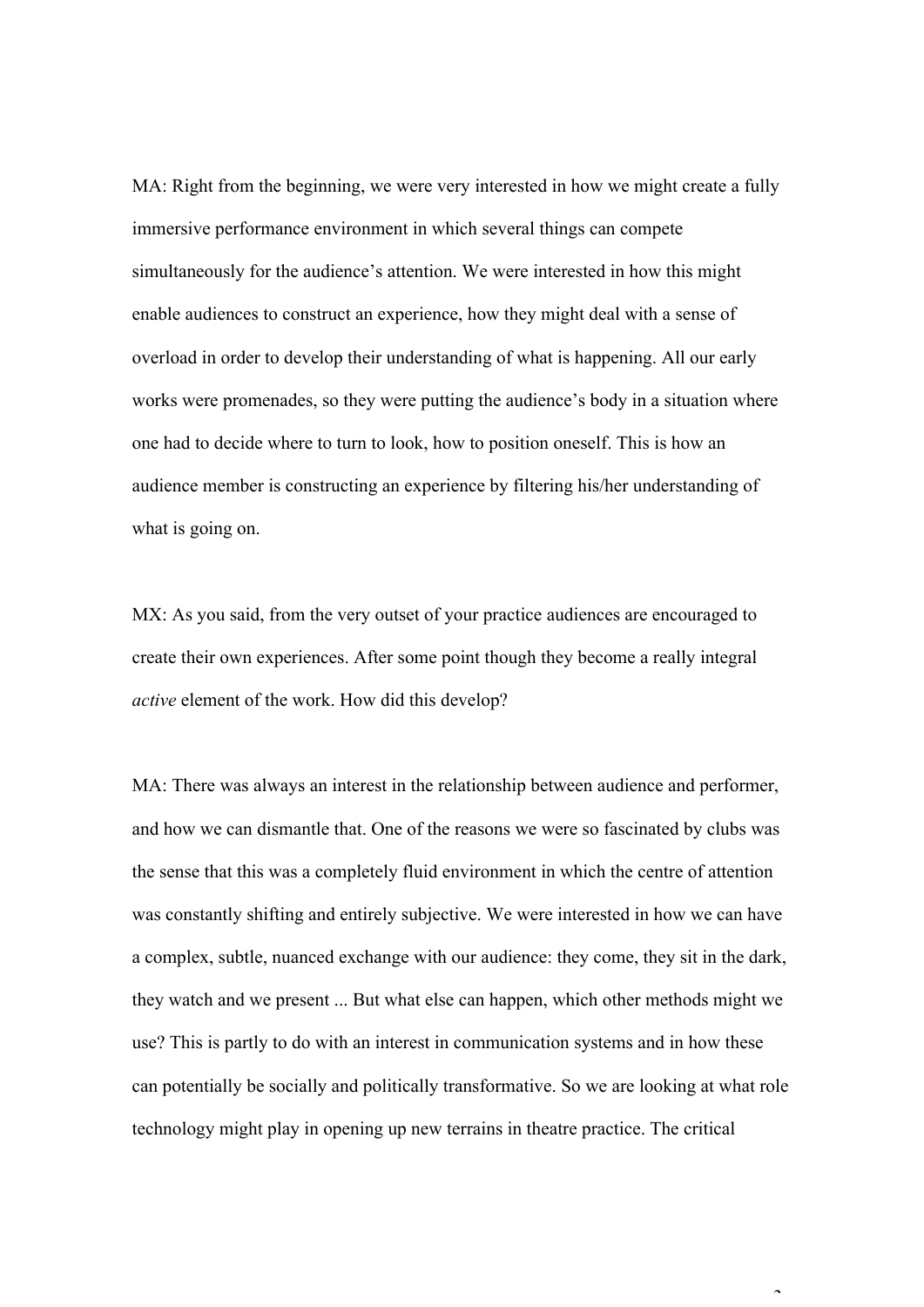MA: Right from the beginning, we were very interested in how we might create a fully immersive performance environment in which several things can compete simultaneously for the audience's attention. We were interested in how this might enable audiences to construct an experience, how they might deal with a sense of overload in order to develop their understanding of what is happening. All our early works were promenades, so they were putting the audience's body in a situation where one had to decide where to turn to look, how to position oneself. This is how an audience member is constructing an experience by filtering his/her understanding of what is going on.

MX: As you said, from the very outset of your practice audiences are encouraged to create their own experiences. After some point though they become a really integral *active* element of the work. How did this develop?

MA: There was always an interest in the relationship between audience and performer, and how we can dismantle that. One of the reasons we were so fascinated by clubs was the sense that this was a completely fluid environment in which the centre of attention was constantly shifting and entirely subjective. We were interested in how we can have a complex, subtle, nuanced exchange with our audience: they come, they sit in the dark, they watch and we present ... But what else can happen, which other methods might we use? This is partly to do with an interest in communication systems and in how these can potentially be socially and politically transformative. So we are looking at what role technology might play in opening up new terrains in theatre practice. The critical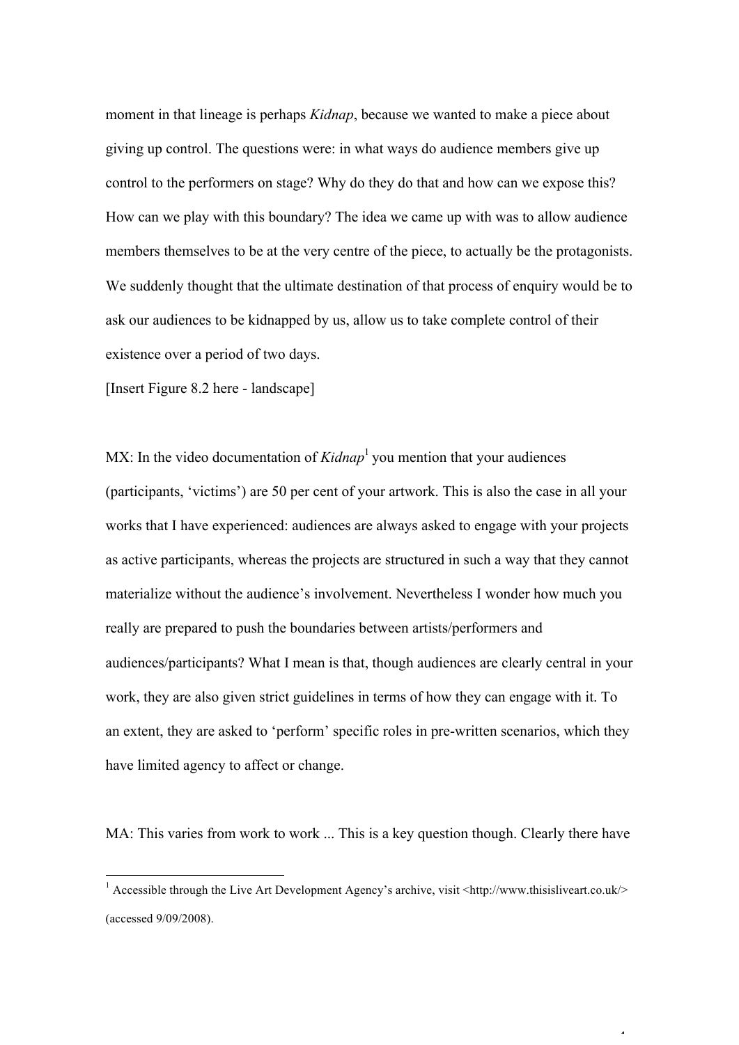moment in that lineage is perhaps *Kidnap*, because we wanted to make a piece about giving up control. The questions were: in what ways do audience members give up control to the performers on stage? Why do they do that and how can we expose this? How can we play with this boundary? The idea we came up with was to allow audience members themselves to be at the very centre of the piece, to actually be the protagonists. We suddenly thought that the ultimate destination of that process of enquiry would be to ask our audiences to be kidnapped by us, allow us to take complete control of their existence over a period of two days.

[Insert Figure 8.2 here - landscape]

MX: In the video documentation of *Kidnap*[1] you mention that your audiences (participants, 'victims') are 50 per cent of your artwork. This is also the case in all your works that I have experienced: audiences are always asked to engage with your projects as active participants, whereas the projects are structured in such a way that they cannot materialize without the audience's involvement. Nevertheless I wonder how much you really are prepared to push the boundaries between artists/performers and audiences/participants? What I mean is that, though audiences are clearly central in your work, they are also given strict guidelines in terms of how they can engage with it. To an extent, they are asked to 'perform' specific roles in pre-written scenarios, which they have limited agency to affect or change.

MA: This varies from work to work ... This is a key question though. Clearly there have

[1] Accessible through the Live Art Development Agency's archive, visit <http://www.thisisliveart.co.uk/> (accessed 9/09/2008).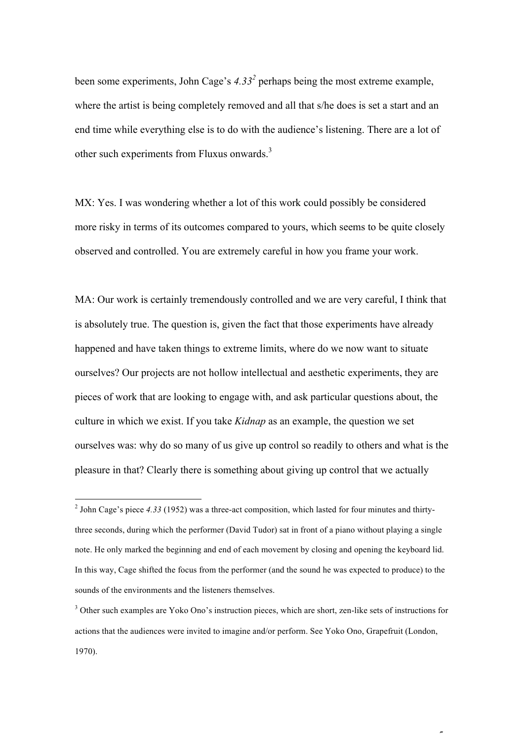been some experiments, John Cage's *4.33*[2] perhaps being the most extreme example, where the artist is being completely removed and all that s/he does is set a start and an end time while everything else is to do with the audience's listening. There are a lot of other such experiments from Fluxus onwards.[3]

MX: Yes. I was wondering whether a lot of this work could possibly be considered more risky in terms of its outcomes compared to yours, which seems to be quite closely observed and controlled. You are extremely careful in how you frame your work.

MA: Our work is certainly tremendously controlled and we are very careful, I think that is absolutely true. The question is, given the fact that those experiments have already happened and have taken things to extreme limits, where do we now want to situate ourselves? Our projects are not hollow intellectual and aesthetic experiments, they are pieces of work that are looking to engage with, and ask particular questions about, the culture in which we exist. If you take *Kidnap* as an example, the question we set ourselves was: why do so many of us give up control so readily to others and what is the pleasure in that? Clearly there is something about giving up control that we actually

---

[2] John Cage's piece *4.33* (1952) was a three-act composition, which lasted for four minutes and thirty-three seconds, during which the performer (David Tudor) sat in front of a piano without playing a single note. He only marked the beginning and end of each movement by closing and opening the keyboard lid. In this way, Cage shifted the focus from the performer (and the sound he was expected to produce) to the sounds of the environments and the listeners themselves.

[3] Other such examples are Yoko Ono's instruction pieces, which are short, zen-like sets of instructions for actions that the audiences were invited to imagine and/or perform. See Yoko Ono, Grapefruit (London, 1970).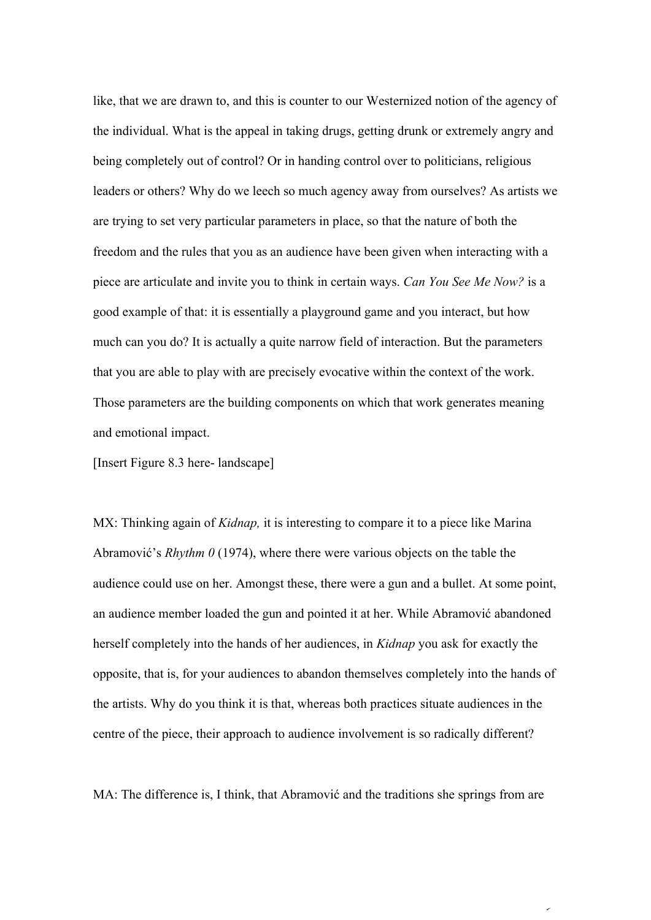like, that we are drawn to, and this is counter to our Westernized notion of the agency of the individual. What is the appeal in taking drugs, getting drunk or extremely angry and being completely out of control? Or in handing control over to politicians, religious leaders or others? Why do we leech so much agency away from ourselves? As artists we are trying to set very particular parameters in place, so that the nature of both the freedom and the rules that you as an audience have been given when interacting with a piece are articulate and invite you to think in certain ways. *Can You See Me Now?* is a good example of that: it is essentially a playground game and you interact, but how much can you do? It is actually a quite narrow field of interaction. But the parameters that you are able to play with are precisely evocative within the context of the work. Those parameters are the building components on which that work generates meaning and emotional impact.

[Insert Figure 8.3 here- landscape]

MX: Thinking again of *Kidnap,* it is interesting to compare it to a piece like Marina Abramović's *Rhythm 0* (1974), where there were various objects on the table the audience could use on her. Amongst these, there were a gun and a bullet. At some point, an audience member loaded the gun and pointed it at her. While Abramović abandoned herself completely into the hands of her audiences, in *Kidnap* you ask for exactly the opposite, that is, for your audiences to abandon themselves completely into the hands of the artists. Why do you think it is that, whereas both practices situate audiences in the centre of the piece, their approach to audience involvement is so radically different?

MA: The difference is, I think, that Abramović and the traditions she springs from are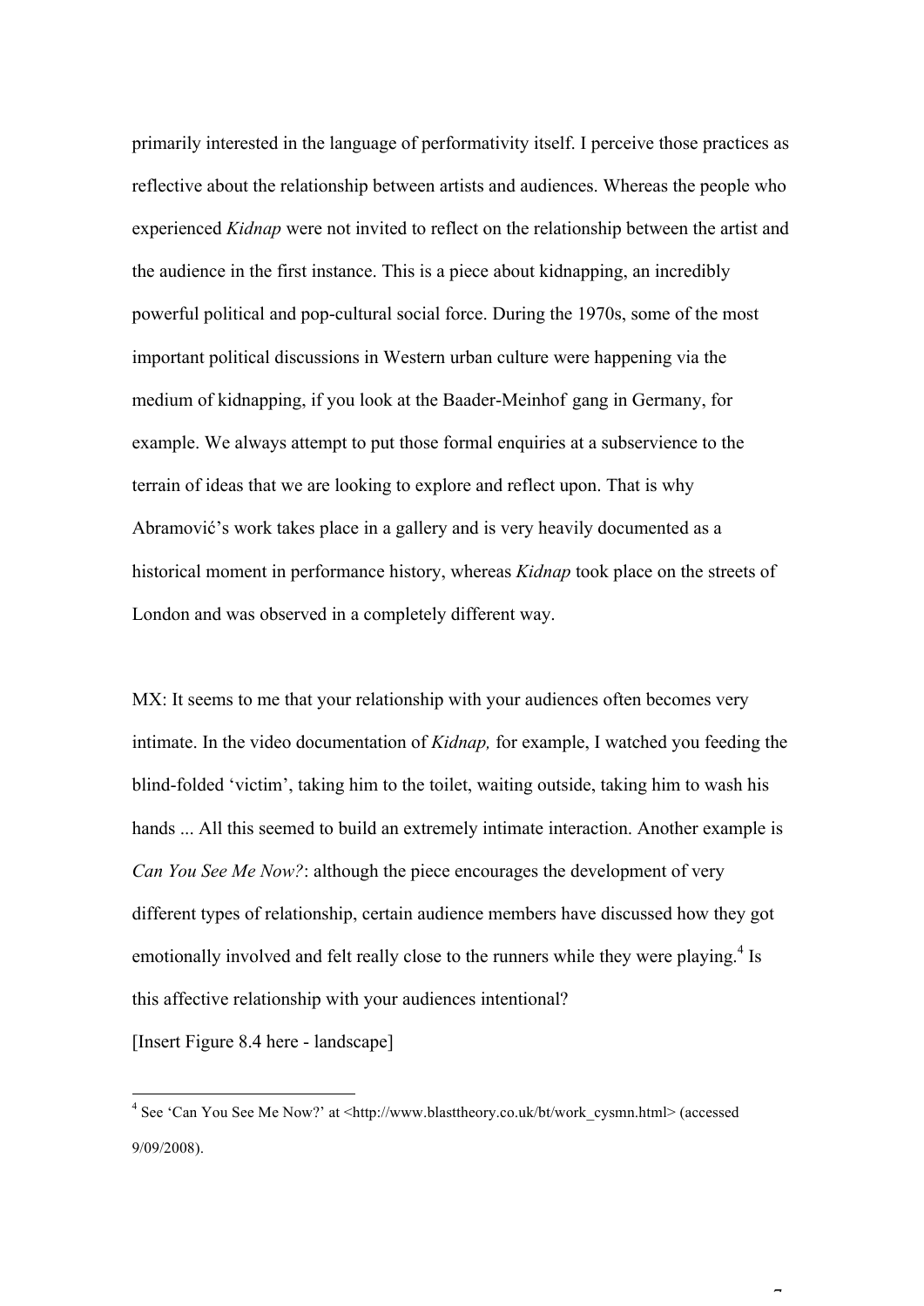primarily interested in the language of performativity itself. I perceive those practices as reflective about the relationship between artists and audiences. Whereas the people who experienced *Kidnap* were not invited to reflect on the relationship between the artist and the audience in the first instance. This is a piece about kidnapping, an incredibly powerful political and pop-cultural social force. During the 1970s, some of the most important political discussions in Western urban culture were happening via the medium of kidnapping, if you look at the Baader-Meinhof gang in Germany, for example. We always attempt to put those formal enquiries at a subservience to the terrain of ideas that we are looking to explore and reflect upon. That is why Abramović's work takes place in a gallery and is very heavily documented as a historical moment in performance history, whereas *Kidnap* took place on the streets of London and was observed in a completely different way.

MX: It seems to me that your relationship with your audiences often becomes very intimate. In the video documentation of *Kidnap,* for example, I watched you feeding the blind-folded 'victim', taking him to the toilet, waiting outside, taking him to wash his hands ... All this seemed to build an extremely intimate interaction. Another example is *Can You See Me Now?*: although the piece encourages the development of very different types of relationship, certain audience members have discussed how they got emotionally involved and felt really close to the runners while they were playing.[4] Is this affective relationship with your audiences intentional?

[Insert Figure 8.4 here - landscape]

---

[4] See 'Can You See Me Now?' at <http://www.blasttheory.co.uk/bt/work_cysmn.html> (accessed 9/09/2008).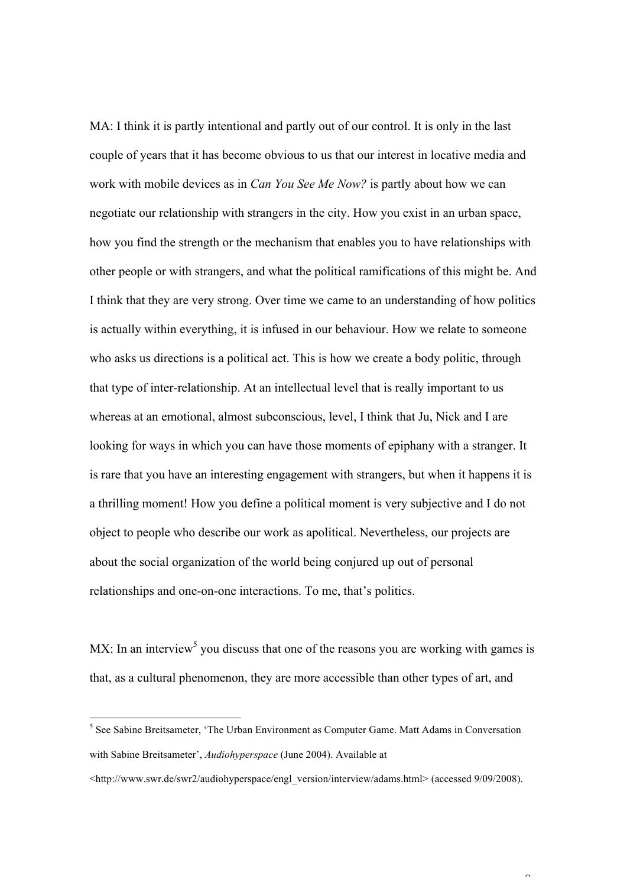MA: I think it is partly intentional and partly out of our control. It is only in the last couple of years that it has become obvious to us that our interest in locative media and work with mobile devices as in *Can You See Me Now?* is partly about how we can negotiate our relationship with strangers in the city. How you exist in an urban space, how you find the strength or the mechanism that enables you to have relationships with other people or with strangers, and what the political ramifications of this might be. And I think that they are very strong. Over time we came to an understanding of how politics is actually within everything, it is infused in our behaviour. How we relate to someone who asks us directions is a political act. This is how we create a body politic, through that type of inter-relationship. At an intellectual level that is really important to us whereas at an emotional, almost subconscious, level, I think that Ju, Nick and I are looking for ways in which you can have those moments of epiphany with a stranger. It is rare that you have an interesting engagement with strangers, but when it happens it is a thrilling moment! How you define a political moment is very subjective and I do not object to people who describe our work as apolitical. Nevertheless, our projects are about the social organization of the world being conjured up out of personal relationships and one-on-one interactions. To me, that's politics.

MX: In an interview[5] you discuss that one of the reasons you are working with games is that, as a cultural phenomenon, they are more accessible than other types of art, and

---

[5] See Sabine Breitsameter, 'The Urban Environment as Computer Game. Matt Adams in Conversation with Sabine Breitsameter', *Audiohyperspace* (June 2004). Available at <http://www.swr.de/swr2/audiohyperspace/engl_version/interview/adams.html> (accessed 9/09/2008).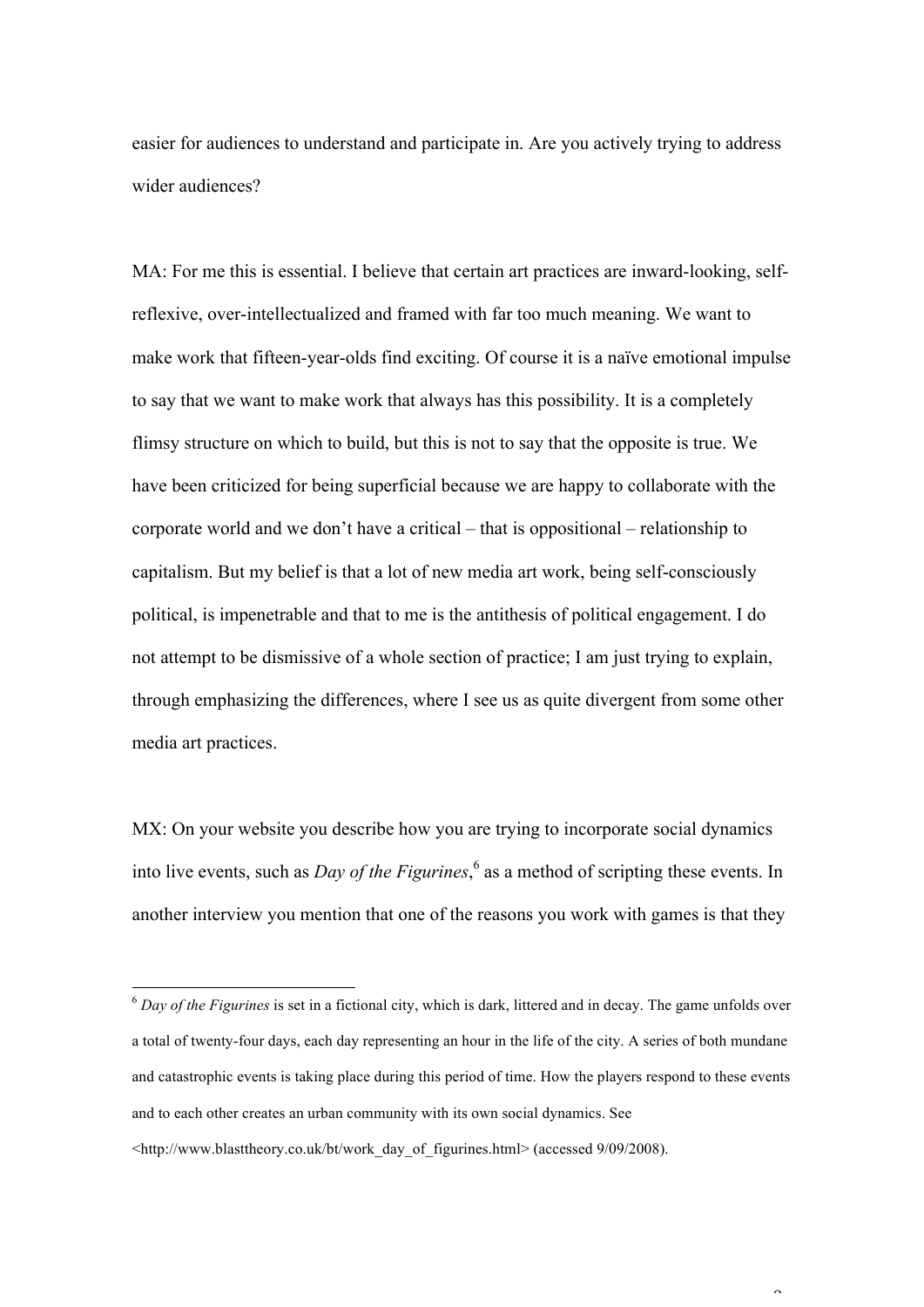easier for audiences to understand and participate in. Are you actively trying to address wider audiences?

MA: For me this is essential. I believe that certain art practices are inward-looking, self-reflexive, over-intellectualized and framed with far too much meaning. We want to make work that fifteen-year-olds find exciting. Of course it is a naïve emotional impulse to say that we want to make work that always has this possibility. It is a completely flimsy structure on which to build, but this is not to say that the opposite is true. We have been criticized for being superficial because we are happy to collaborate with the corporate world and we don't have a critical – that is oppositional – relationship to capitalism. But my belief is that a lot of new media art work, being self-consciously political, is impenetrable and that to me is the antithesis of political engagement. I do not attempt to be dismissive of a whole section of practice; I am just trying to explain, through emphasizing the differences, where I see us as quite divergent from some other media art practices.

MX: On your website you describe how you are trying to incorporate social dynamics into live events, such as *Day of the Figurines*,[6] as a method of scripting these events. In another interview you mention that one of the reasons you work with games is that they

---

[6] *Day of the Figurines* is set in a fictional city, which is dark, littered and in decay. The game unfolds over a total of twenty-four days, each day representing an hour in the life of the city. A series of both mundane and catastrophic events is taking place during this period of time. How the players respond to these events and to each other creates an urban community with its own social dynamics. See <http://www.blasttheory.co.uk/bt/work_day_of_figurines.html> (accessed 9/09/2008).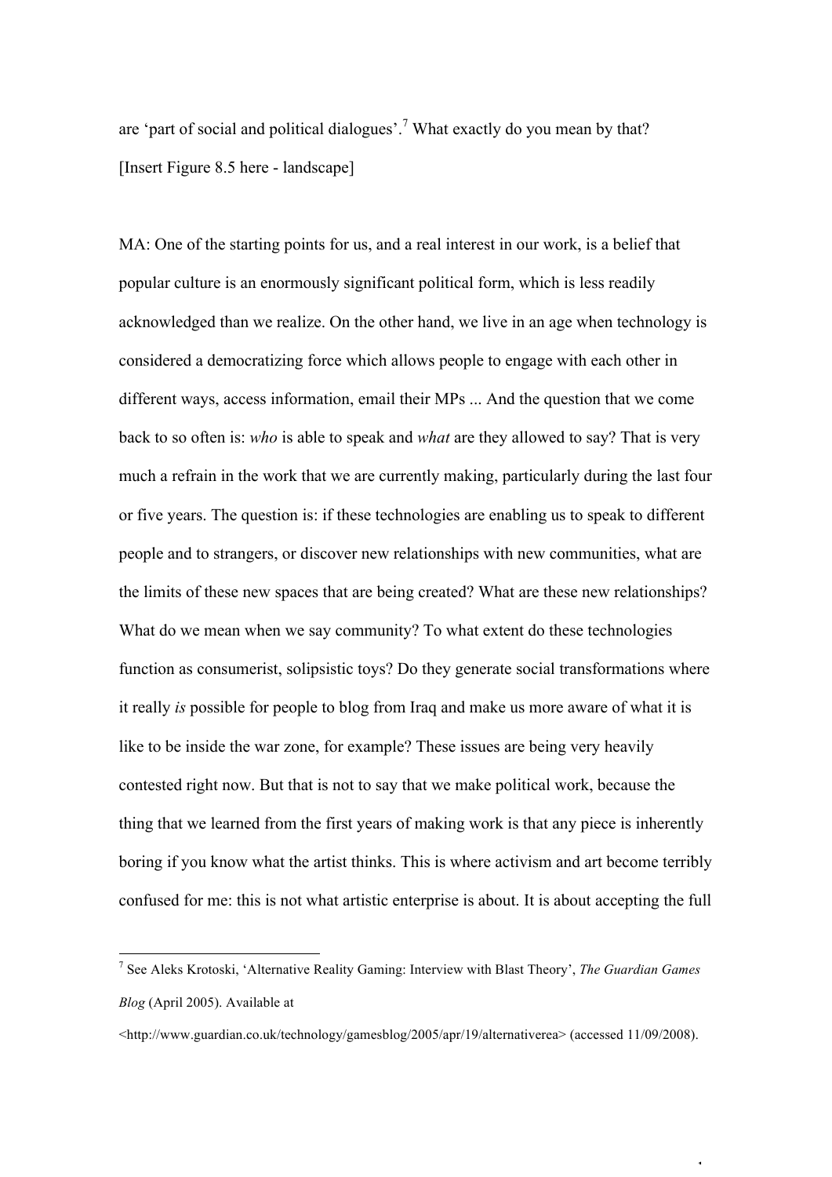are 'part of social and political dialogues'.[7] What exactly do you mean by that?

[Insert Figure 8.5 here - landscape]

MA: One of the starting points for us, and a real interest in our work, is a belief that popular culture is an enormously significant political form, which is less readily acknowledged than we realize. On the other hand, we live in an age when technology is considered a democratizing force which allows people to engage with each other in different ways, access information, email their MPs ... And the question that we come back to so often is: *who* is able to speak and *what* are they allowed to say? That is very much a refrain in the work that we are currently making, particularly during the last four or five years. The question is: if these technologies are enabling us to speak to different people and to strangers, or discover new relationships with new communities, what are the limits of these new spaces that are being created? What are these new relationships? What do we mean when we say community? To what extent do these technologies function as consumerist, solipsistic toys? Do they generate social transformations where it really *is* possible for people to blog from Iraq and make us more aware of what it is like to be inside the war zone, for example? These issues are being very heavily contested right now. But that is not to say that we make political work, because the thing that we learned from the first years of making work is that any piece is inherently boring if you know what the artist thinks. This is where activism and art become terribly confused for me: this is not what artistic enterprise is about. It is about accepting the full

---

[7] See Aleks Krotoski, 'Alternative Reality Gaming: Interview with Blast Theory', *The Guardian Games Blog* (April 2005). Available at <http://www.guardian.co.uk/technology/gamesblog/2005/apr/19/alternativerea> (accessed 11/09/2008).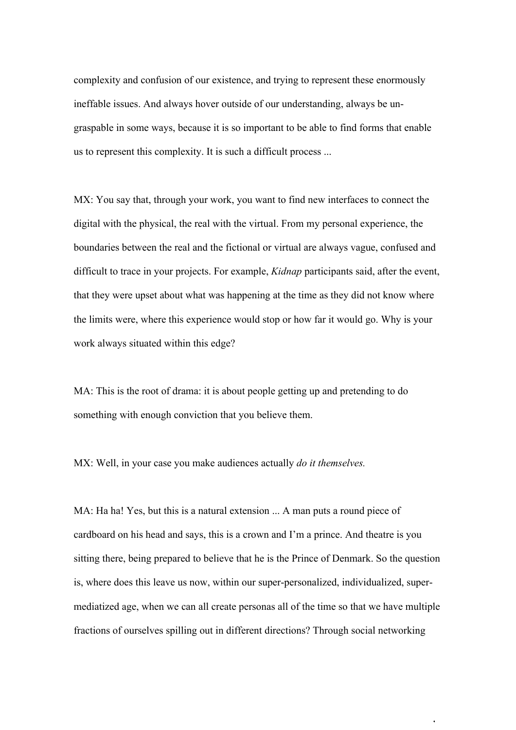complexity and confusion of our existence, and trying to represent these enormously ineffable issues. And always hover outside of our understanding, always be un-graspable in some ways, because it is so important to be able to find forms that enable us to represent this complexity. It is such a difficult process ...

MX: You say that, through your work, you want to find new interfaces to connect the digital with the physical, the real with the virtual. From my personal experience, the boundaries between the real and the fictional or virtual are always vague, confused and difficult to trace in your projects. For example, *Kidnap* participants said, after the event, that they were upset about what was happening at the time as they did not know where the limits were, where this experience would stop or how far it would go. Why is your work always situated within this edge?

MA: This is the root of drama: it is about people getting up and pretending to do something with enough conviction that you believe them.

MX: Well, in your case you make audiences actually *do it themselves.*

MA: Ha ha! Yes, but this is a natural extension ... A man puts a round piece of cardboard on his head and says, this is a crown and I'm a prince. And theatre is you sitting there, being prepared to believe that he is the Prince of Denmark. So the question is, where does this leave us now, within our super-personalized, individualized, super-mediatized age, when we can all create personas all of the time so that we have multiple fractions of ourselves spilling out in different directions? Through social networking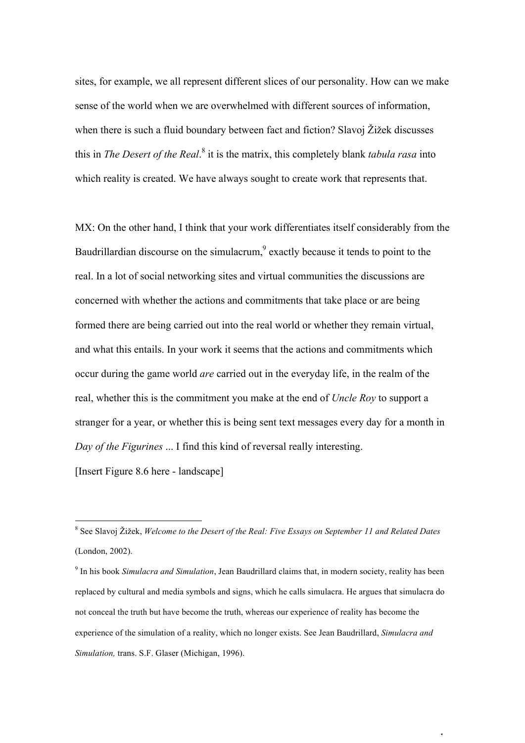sites, for example, we all represent different slices of our personality. How can we make sense of the world when we are overwhelmed with different sources of information, when there is such a fluid boundary between fact and fiction? Slavoj Žižek discusses this in *The Desert of the Real*.[8] it is the matrix, this completely blank *tabula rasa* into which reality is created. We have always sought to create work that represents that.

MX: On the other hand, I think that your work differentiates itself considerably from the Baudrillardian discourse on the simulacrum,[9] exactly because it tends to point to the real. In a lot of social networking sites and virtual communities the discussions are concerned with whether the actions and commitments that take place or are being formed there are being carried out into the real world or whether they remain virtual, and what this entails. In your work it seems that the actions and commitments which occur during the game world *are* carried out in the everyday life, in the realm of the real, whether this is the commitment you make at the end of *Uncle Roy* to support a stranger for a year, or whether this is being sent text messages every day for a month in *Day of the Figurines* ... I find this kind of reversal really interesting.

[Insert Figure 8.6 here - landscape]

---

[8] See Slavoj Žižek, *Welcome to the Desert of the Real: Five Essays on September 11 and Related Dates* (London, 2002).

[9] In his book *Simulacra and Simulation*, Jean Baudrillard claims that, in modern society, reality has been replaced by cultural and media symbols and signs, which he calls simulacra. He argues that simulacra do not conceal the truth but have become the truth, whereas our experience of reality has become the experience of the simulation of a reality, which no longer exists. See Jean Baudrillard, *Simulacra and Simulation,* trans. S.F. Glaser (Michigan, 1996).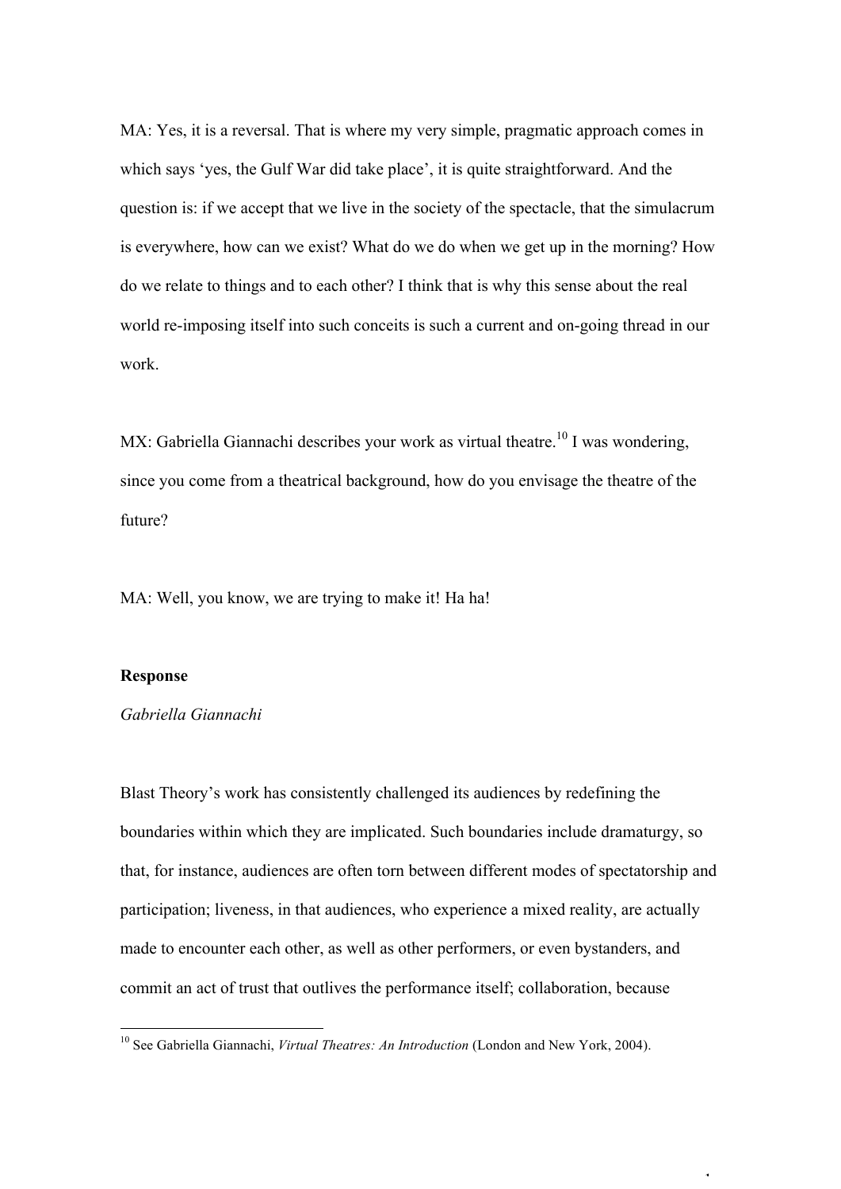MA: Yes, it is a reversal. That is where my very simple, pragmatic approach comes in which says 'yes, the Gulf War did take place', it is quite straightforward. And the question is: if we accept that we live in the society of the spectacle, that the simulacrum is everywhere, how can we exist? What do we do when we get up in the morning? How do we relate to things and to each other? I think that is why this sense about the real world re-imposing itself into such conceits is such a current and on-going thread in our work.

MX: Gabriella Giannachi describes your work as virtual theatre.[10] I was wondering, since you come from a theatrical background, how do you envisage the theatre of the future?

MA: Well, you know, we are trying to make it! Ha ha!

**Response**

*Gabriella Giannachi*

Blast Theory's work has consistently challenged its audiences by redefining the boundaries within which they are implicated. Such boundaries include dramaturgy, so that, for instance, audiences are often torn between different modes of spectatorship and participation; liveness, in that audiences, who experience a mixed reality, are actually made to encounter each other, as well as other performers, or even bystanders, and commit an act of trust that outlives the performance itself; collaboration, because

[10] See Gabriella Giannachi, *Virtual Theatres: An Introduction* (London and New York, 2004).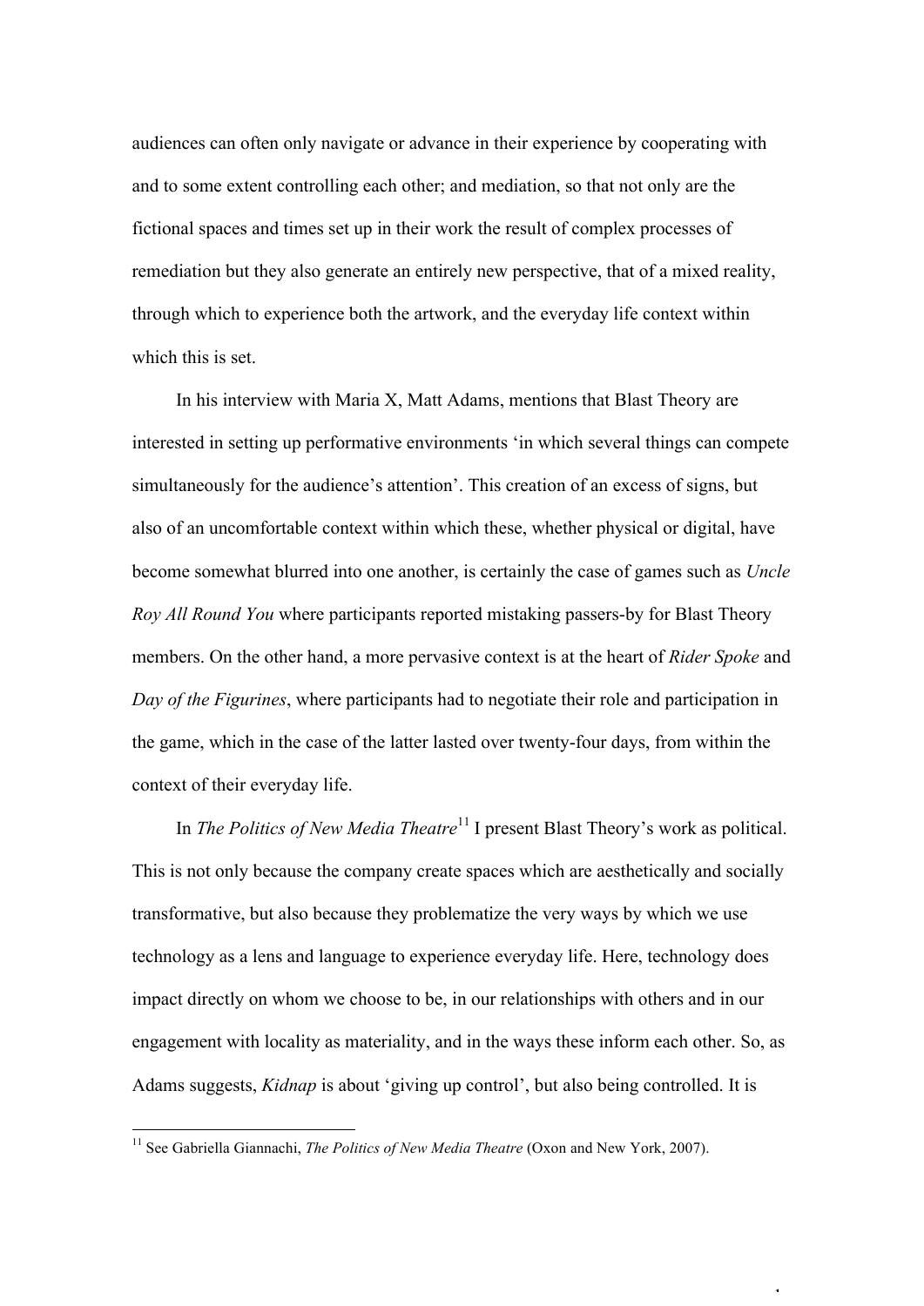audiences can often only navigate or advance in their experience by cooperating with and to some extent controlling each other; and mediation, so that not only are the fictional spaces and times set up in their work the result of complex processes of remediation but they also generate an entirely new perspective, that of a mixed reality, through which to experience both the artwork, and the everyday life context within which this is set.

In his interview with Maria X, Matt Adams, mentions that Blast Theory are interested in setting up performative environments 'in which several things can compete simultaneously for the audience's attention'. This creation of an excess of signs, but also of an uncomfortable context within which these, whether physical or digital, have become somewhat blurred into one another, is certainly the case of games such as *Uncle Roy All Round You* where participants reported mistaking passers-by for Blast Theory members. On the other hand, a more pervasive context is at the heart of *Rider Spoke* and *Day of the Figurines*, where participants had to negotiate their role and participation in the game, which in the case of the latter lasted over twenty-four days, from within the context of their everyday life.

In *The Politics of New Media Theatre*[11] I present Blast Theory's work as political. This is not only because the company create spaces which are aesthetically and socially transformative, but also because they problematize the very ways by which we use technology as a lens and language to experience everyday life. Here, technology does impact directly on whom we choose to be, in our relationships with others and in our engagement with locality as materiality, and in the ways these inform each other. So, as Adams suggests, *Kidnap* is about 'giving up control', but also being controlled. It is

[11] See Gabriella Giannachi, *The Politics of New Media Theatre* (Oxon and New York, 2007).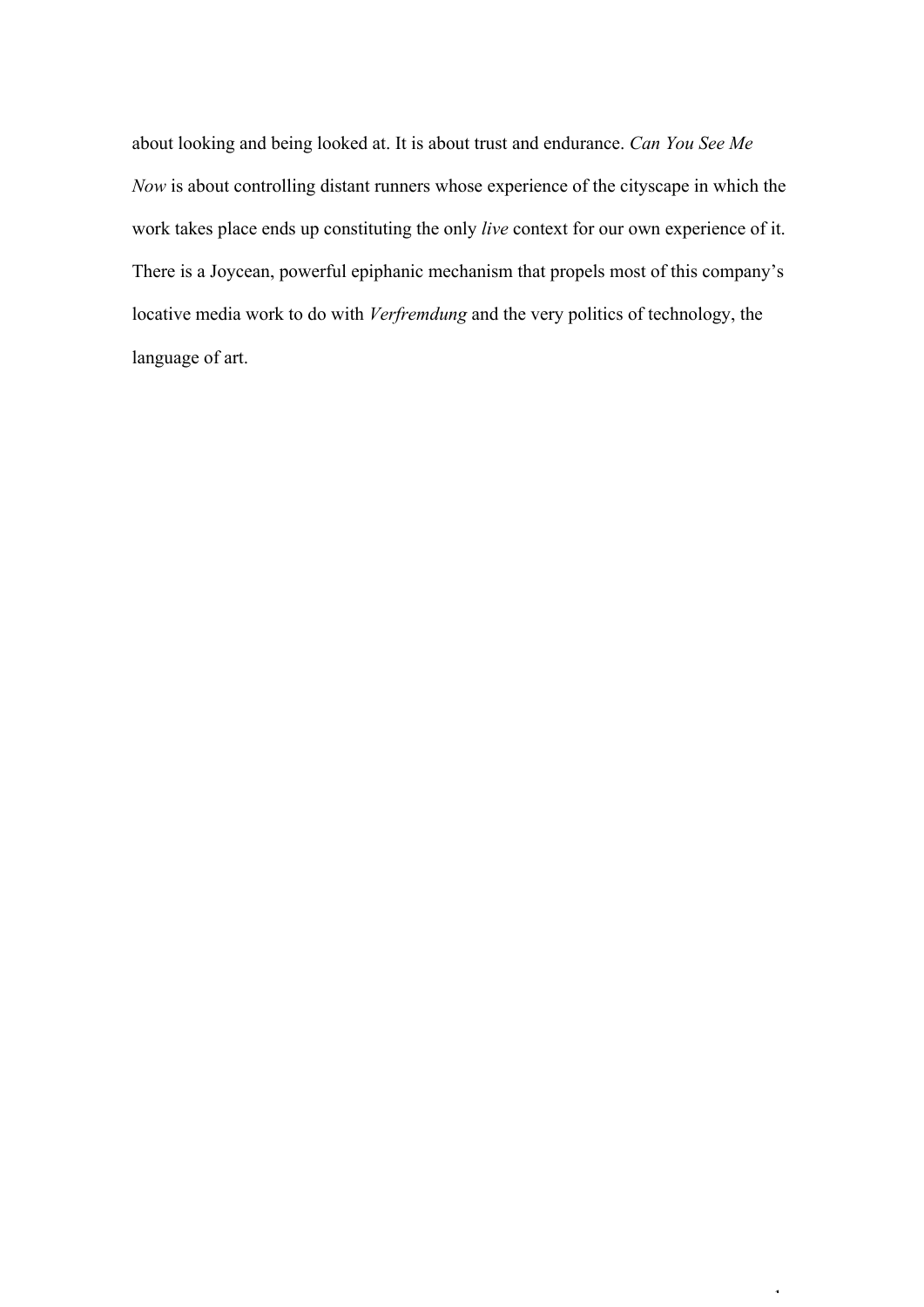about looking and being looked at. It is about trust and endurance. *Can You See Me Now* is about controlling distant runners whose experience of the cityscape in which the work takes place ends up constituting the only *live* context for our own experience of it. There is a Joycean, powerful epiphanic mechanism that propels most of this company's locative media work to do with *Verfremdung* and the very politics of technology, the language of art.